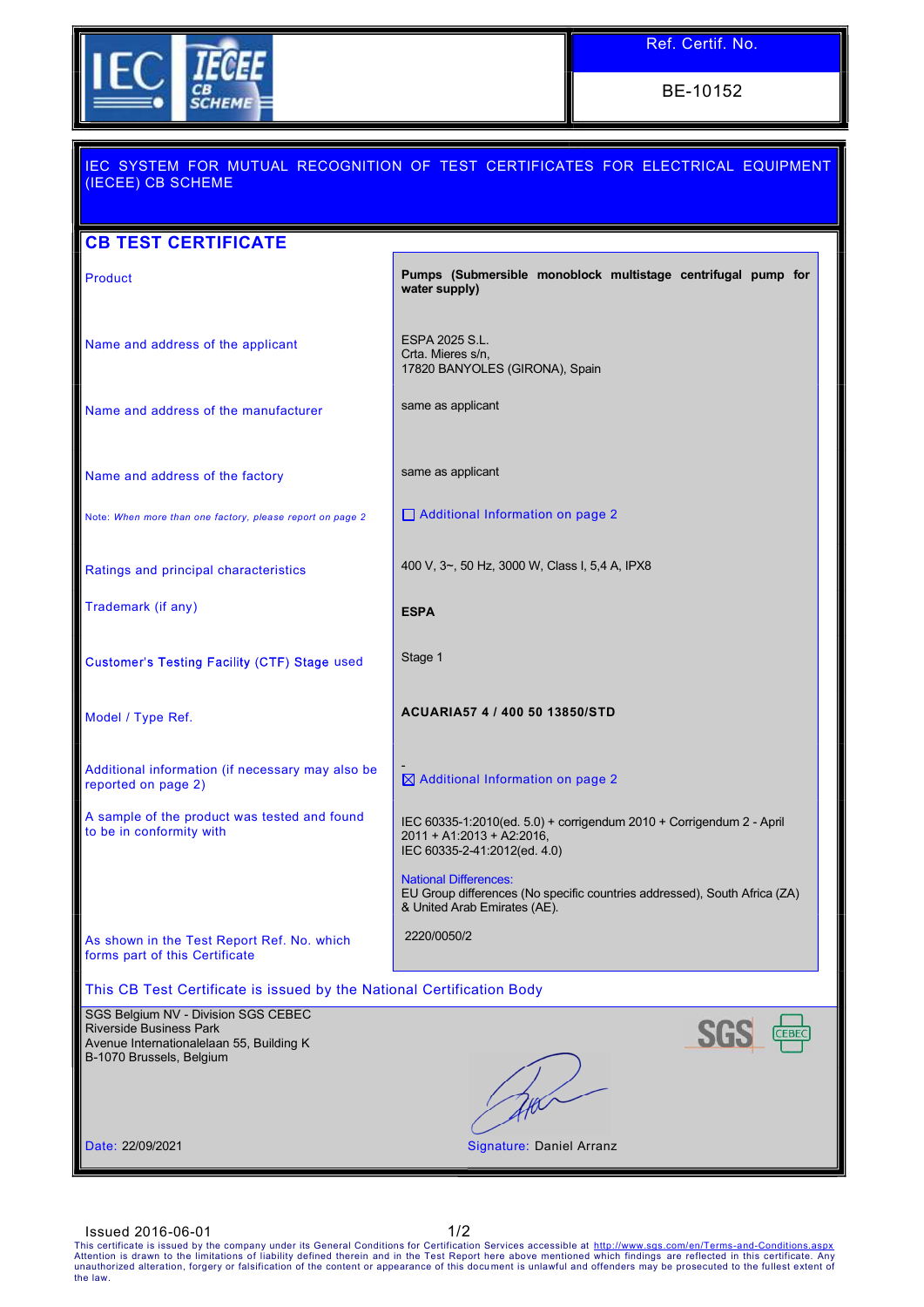| Ref. Certif. No. |
|---|
| BE-10152 |

# IEC SYSTEM FOR MUTUAL RECOGNITION OF TEST CERTIFICATES FOR ELECTRICAL EQUIPMENT (IECEE) CB SCHEME

## CB TEST CERTIFICATE

| | |
|---|---|
| Product | **Pumps (Submersible monoblock multistage centrifugal pump for water supply)** |
| Name and address of the applicant | ESPA 2025 S.L.<br>Crta. Mieres s/n,<br>17820 BANYOLES (GIRONA), Spain |
| Name and address of the manufacturer | same as applicant |
| Name and address of the factory | same as applicant |
| Note: *When more than one factory, please report on page 2* | ☐ Additional Information on page 2 |
| Ratings and principal characteristics | 400 V, 3~, 50 Hz, 3000 W, Class I, 5,4 A, IPX8 |
| Trademark (if any) | **ESPA** |
| Customer's Testing Facility (CTF) Stage used | Stage 1 |
| Model / Type Ref. | **ACUARIA57 4 / 400 50 13850/STD** |
| Additional information (if necessary may also be reported on page 2) | -<br>☒ Additional Information on page 2 |
| A sample of the product was tested and found to be in conformity with | IEC 60335-1:2010(ed. 5.0) + corrigendum 2010 + Corrigendum 2 - April 2011 + A1:2013 + A2:2016,<br>IEC 60335-2-41:2012(ed. 4.0)<br><br>National Differences:<br>EU Group differences (No specific countries addressed), South Africa (ZA) & United Arab Emirates (AE). |
| As shown in the Test Report Ref. No. which forms part of this Certificate | 2220/0050/2 |

This CB Test Certificate is issued by the National Certification Body

SGS Belgium NV - Division SGS CEBEC
Riverside Business Park
Avenue Internationalelaan 55, Building K
B-1070 Brussels, Belgium

Date: 22/09/2021

Signature: Daniel Arranz

Issued 2016-06-01

This certificate is issued by the company under its General Conditions for Certification Services accessible at http://www.sgs.com/en/Terms-and-Conditions.aspx Attention is drawn to the limitations of liability defined therein and in the Test Report here above mentioned which findings are reflected in this certificate. Any unauthorized alteration, forgery or falsification of the content or appearance of this document is unlawful and offenders may be prosecuted to the fullest extent of the law.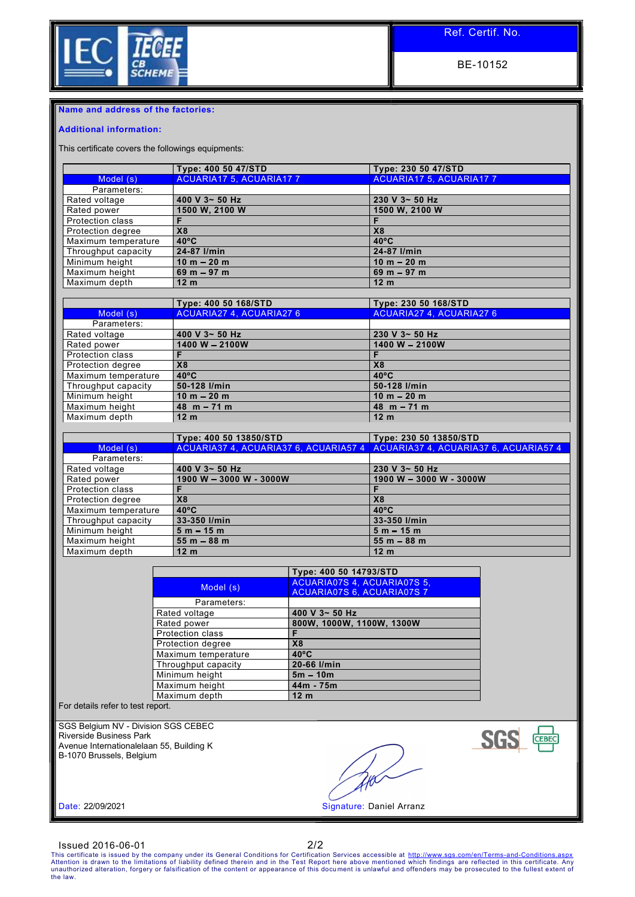Ref. Certif. No.

BE-10152

**Name and address of the factories:**

**Additional information:**

This certificate covers the followings equipments:

| | Type: 400 50 47/STD | Type: 230 50 47/STD |
|---|---|---|
| Model (s) | ACUARIA17 5, ACUARIA17 7 | ACUARIA17 5, ACUARIA17 7 |
| Parameters: | | |
| Rated voltage | 400 V 3~ 50 Hz | 230 V 3~ 50 Hz |
| Rated power | 1500 W, 2100 W | 1500 W, 2100 W |
| Protection class | F | F |
| Protection degree | X8 | X8 |
| Maximum temperature | 40°C | 40°C |
| Throughput capacity | 24-87 l/min | 24-87 l/min |
| Minimum height | 10 m – 20 m | 10 m – 20 m |
| Maximum height | 69 m – 97 m | 69 m – 97 m |
| Maximum depth | 12 m | 12 m |

| | Type: 400 50 168/STD | Type: 230 50 168/STD |
|---|---|---|
| Model (s) | ACUARIA27 4, ACUARIA27 6 | ACUARIA27 4, ACUARIA27 6 |
| Parameters: | | |
| Rated voltage | 400 V 3~ 50 Hz | 230 V 3~ 50 Hz |
| Rated power | 1400 W – 2100W | 1400 W – 2100W |
| Protection class | F | F |
| Protection degree | X8 | X8 |
| Maximum temperature | 40°C | 40°C |
| Throughput capacity | 50-128 l/min | 50-128 l/min |
| Minimum height | 10 m – 20 m | 10 m – 20 m |
| Maximum height | 48 m – 71 m | 48 m – 71 m |
| Maximum depth | 12 m | 12 m |

| | Type: 400 50 13850/STD | Type: 230 50 13850/STD |
|---|---|---|
| Model (s) | ACUARIA37 4, ACUARIA37 6, ACUARIA57 4 | ACUARIA37 4, ACUARIA37 6, ACUARIA57 4 |
| Parameters: | | |
| Rated voltage | 400 V 3~ 50 Hz | 230 V 3~ 50 Hz |
| Rated power | 1900 W – 3000 W - 3000W | 1900 W – 3000 W - 3000W |
| Protection class | F | F |
| Protection degree | X8 | X8 |
| Maximum temperature | 40°C | 40°C |
| Throughput capacity | 33-350 l/min | 33-350 l/min |
| Minimum height | 5 m – 15 m | 5 m – 15 m |
| Maximum height | 55 m – 88 m | 55 m – 88 m |
| Maximum depth | 12 m | 12 m |

| | Type: 400 50 14793/STD |
|---|---|
| Model (s) | ACUARIA07S 4, ACUARIA07S 5, ACUARIA07S 6, ACUARIA07S 7 |
| Parameters: | |
| Rated voltage | 400 V 3~ 50 Hz |
| Rated power | 800W, 1000W, 1100W, 1300W |
| Protection class | F |
| Protection degree | X8 |
| Maximum temperature | 40°C |
| Throughput capacity | 20-66 l/min |
| Minimum height | 5m – 10m |
| Maximum height | 44m - 75m |
| Maximum depth | 12 m |

For details refer to test report.

SGS Belgium NV - Division SGS CEBEC
Riverside Business Park
Avenue Internationalelaan 55, Building K
B-1070 Brussels, Belgium

Date: 22/09/2021

Signature: Daniel Arranz

Issued 2016-06-01

This certificate is issued by the company under its General Conditions for Certification Services accessible at http://www.sgs.com/en/Terms-and-Conditions.aspx Attention is drawn to the limitations of liability defined therein and in the Test Report here above mentioned which findings are reflected in this certificate. Any unauthorized alteration, forgery or falsification of the content or appearance of this document is unlawful and offenders may be prosecuted to the fullest extent of the law.